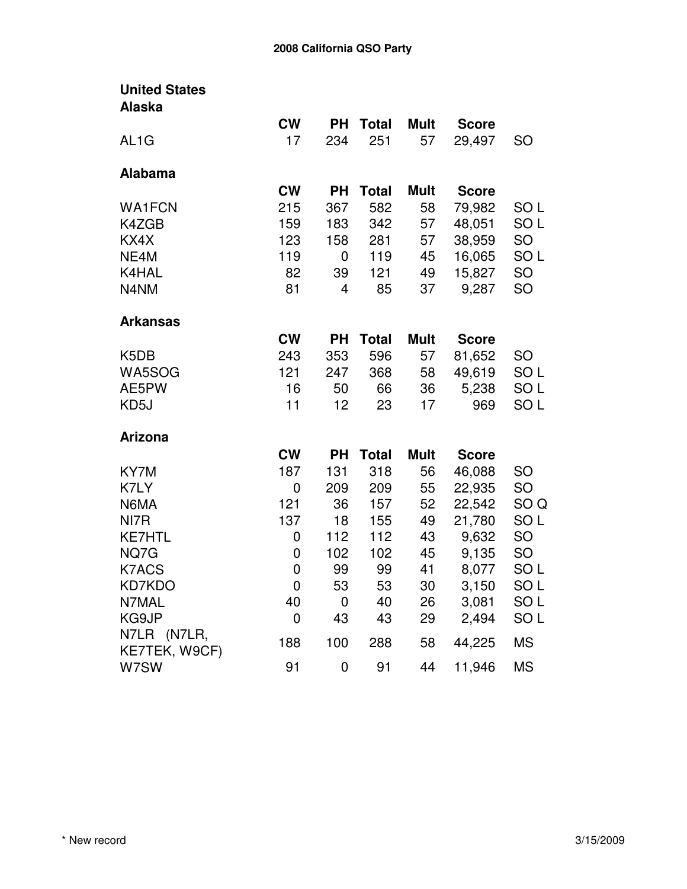# 2008 California QSO Party

## United States

### Alaska

| | CW | PH | Total | Mult | Score | |
|---|---|---|---|---|---|---|
| AL1G | 17 | 234 | 251 | 57 | 29,497 | SO |

### Alabama

| | CW | PH | Total | Mult | Score | |
|---|---|---|---|---|---|---|
| WA1FCN | 215 | 367 | 582 | 58 | 79,982 | SO L |
| K4ZGB | 159 | 183 | 342 | 57 | 48,051 | SO L |
| KX4X | 123 | 158 | 281 | 57 | 38,959 | SO |
| NE4M | 119 | 0 | 119 | 45 | 16,065 | SO L |
| K4HAL | 82 | 39 | 121 | 49 | 15,827 | SO |
| N4NM | 81 | 4 | 85 | 37 | 9,287 | SO |

### Arkansas

| | CW | PH | Total | Mult | Score | |
|---|---|---|---|---|---|---|
| K5DB | 243 | 353 | 596 | 57 | 81,652 | SO |
| WA5SOG | 121 | 247 | 368 | 58 | 49,619 | SO L |
| AE5PW | 16 | 50 | 66 | 36 | 5,238 | SO L |
| KD5J | 11 | 12 | 23 | 17 | 969 | SO L |

### Arizona

| | CW | PH | Total | Mult | Score | |
|---|---|---|---|---|---|---|
| KY7M | 187 | 131 | 318 | 56 | 46,088 | SO |
| K7LY | 0 | 209 | 209 | 55 | 22,935 | SO |
| N6MA | 121 | 36 | 157 | 52 | 22,542 | SO Q |
| NI7R | 137 | 18 | 155 | 49 | 21,780 | SO L |
| KE7HTL | 0 | 112 | 112 | 43 | 9,632 | SO |
| NQ7G | 0 | 102 | 102 | 45 | 9,135 | SO |
| K7ACS | 0 | 99 | 99 | 41 | 8,077 | SO L |
| KD7KDO | 0 | 53 | 53 | 30 | 3,150 | SO L |
| N7MAL | 40 | 0 | 40 | 26 | 3,081 | SO L |
| KG9JP | 0 | 43 | 43 | 29 | 2,494 | SO L |
| N7LR (N7LR, KE7TEK, W9CF) | 188 | 100 | 288 | 58 | 44,225 | MS |
| W7SW | 91 | 0 | 91 | 44 | 11,946 | MS |

* New record

3/15/2009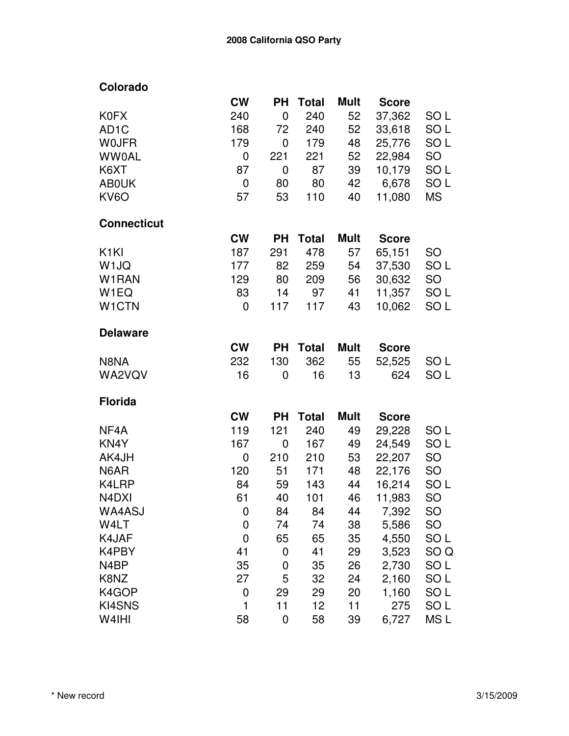## 2008 California QSO Party

### Colorado

| | CW | PH | Total | Mult | Score | |
|---|---|---|---|---|---|---|
| K0FX | 240 | 0 | 240 | 52 | 37,362 | SO L |
| AD1C | 168 | 72 | 240 | 52 | 33,618 | SO L |
| W0JFR | 179 | 0 | 179 | 48 | 25,776 | SO L |
| WW0AL | 0 | 221 | 221 | 52 | 22,984 | SO |
| K6XT | 87 | 0 | 87 | 39 | 10,179 | SO L |
| AB0UK | 0 | 80 | 80 | 42 | 6,678 | SO L |
| KV6O | 57 | 53 | 110 | 40 | 11,080 | MS |

### Connecticut

| | CW | PH | Total | Mult | Score | |
|---|---|---|---|---|---|---|
| K1KI | 187 | 291 | 478 | 57 | 65,151 | SO |
| W1JQ | 177 | 82 | 259 | 54 | 37,530 | SO L |
| W1RAN | 129 | 80 | 209 | 56 | 30,632 | SO |
| W1EQ | 83 | 14 | 97 | 41 | 11,357 | SO L |
| W1CTN | 0 | 117 | 117 | 43 | 10,062 | SO L |

### Delaware

| | CW | PH | Total | Mult | Score | |
|---|---|---|---|---|---|---|
| N8NA | 232 | 130 | 362 | 55 | 52,525 | SO L |
| WA2VQV | 16 | 0 | 16 | 13 | 624 | SO L |

### Florida

| | CW | PH | Total | Mult | Score | |
|---|---|---|---|---|---|---|
| NF4A | 119 | 121 | 240 | 49 | 29,228 | SO L |
| KN4Y | 167 | 0 | 167 | 49 | 24,549 | SO L |
| AK4JH | 0 | 210 | 210 | 53 | 22,207 | SO |
| N6AR | 120 | 51 | 171 | 48 | 22,176 | SO |
| K4LRP | 84 | 59 | 143 | 44 | 16,214 | SO L |
| N4DXI | 61 | 40 | 101 | 46 | 11,983 | SO |
| WA4ASJ | 0 | 84 | 84 | 44 | 7,392 | SO |
| W4LT | 0 | 74 | 74 | 38 | 5,586 | SO |
| K4JAF | 0 | 65 | 65 | 35 | 4,550 | SO L |
| K4PBY | 41 | 0 | 41 | 29 | 3,523 | SO Q |
| N4BP | 35 | 0 | 35 | 26 | 2,730 | SO L |
| K8NZ | 27 | 5 | 32 | 24 | 2,160 | SO L |
| K4GOP | 0 | 29 | 29 | 20 | 1,160 | SO L |
| KI4SNS | 1 | 11 | 12 | 11 | 275 | SO L |
| W4IHI | 58 | 0 | 58 | 39 | 6,727 | MS L |

* New record

3/15/2009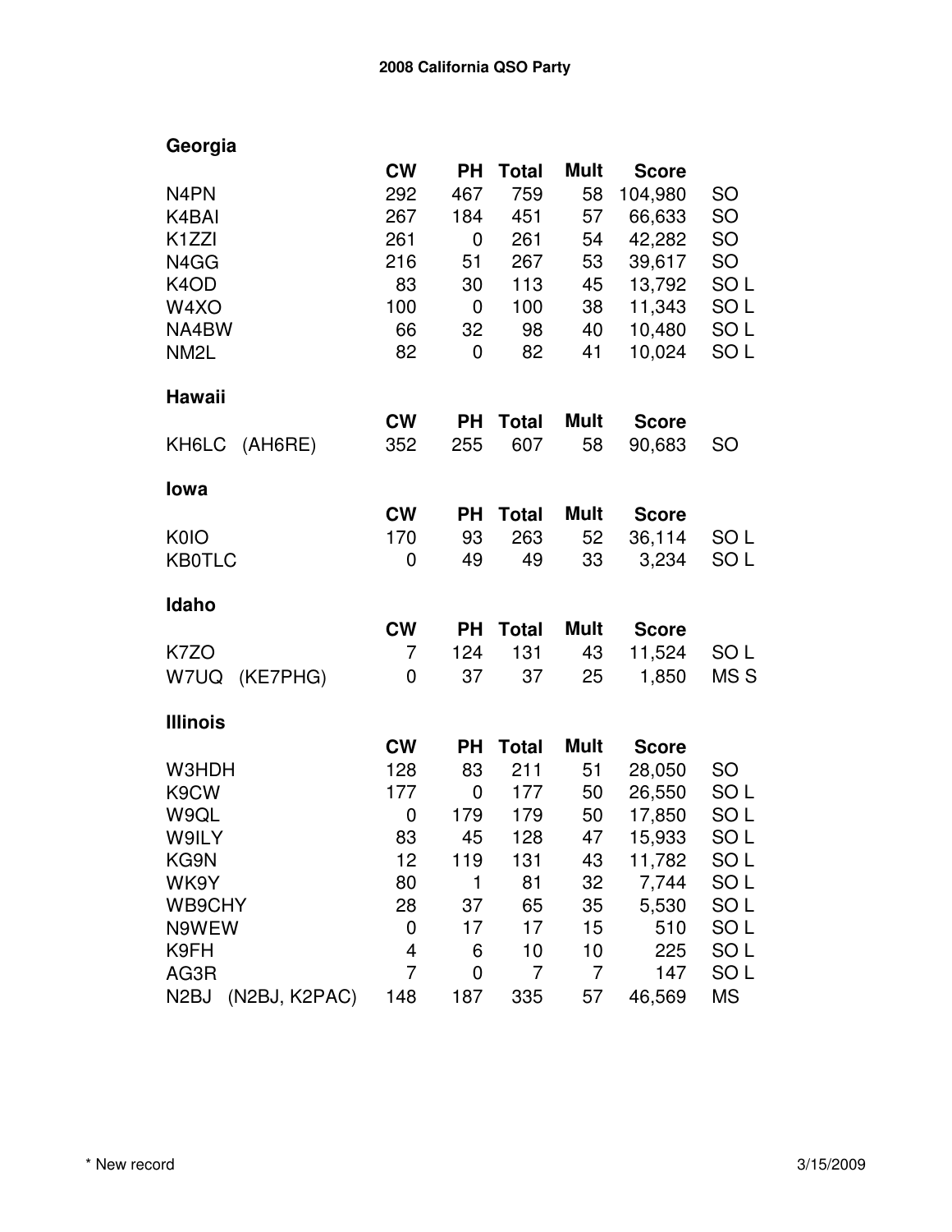**2008 California QSO Party**

## Georgia

| | CW | PH | Total | Mult | Score | |
|---|---|---|---|---|---|---|
| N4PN | 292 | 467 | 759 | 58 | 104,980 | SO |
| K4BAI | 267 | 184 | 451 | 57 | 66,633 | SO |
| K1ZZI | 261 | 0 | 261 | 54 | 42,282 | SO |
| N4GG | 216 | 51 | 267 | 53 | 39,617 | SO |
| K4OD | 83 | 30 | 113 | 45 | 13,792 | SO L |
| W4XO | 100 | 0 | 100 | 38 | 11,343 | SO L |
| NA4BW | 66 | 32 | 98 | 40 | 10,480 | SO L |
| NM2L | 82 | 0 | 82 | 41 | 10,024 | SO L |

## Hawaii

| | CW | PH | Total | Mult | Score | |
|---|---|---|---|---|---|---|
| KH6LC (AH6RE) | 352 | 255 | 607 | 58 | 90,683 | SO |

## Iowa

| | CW | PH | Total | Mult | Score | |
|---|---|---|---|---|---|---|
| K0IO | 170 | 93 | 263 | 52 | 36,114 | SO L |
| KB0TLC | 0 | 49 | 49 | 33 | 3,234 | SO L |

## Idaho

| | CW | PH | Total | Mult | Score | |
|---|---|---|---|---|---|---|
| K7ZO | 7 | 124 | 131 | 43 | 11,524 | SO L |
| W7UQ (KE7PHG) | 0 | 37 | 37 | 25 | 1,850 | MS S |

## Illinois

| | CW | PH | Total | Mult | Score | |
|---|---|---|---|---|---|---|
| W3HDH | 128 | 83 | 211 | 51 | 28,050 | SO |
| K9CW | 177 | 0 | 177 | 50 | 26,550 | SO L |
| W9QL | 0 | 179 | 179 | 50 | 17,850 | SO L |
| W9ILY | 83 | 45 | 128 | 47 | 15,933 | SO L |
| KG9N | 12 | 119 | 131 | 43 | 11,782 | SO L |
| WK9Y | 80 | 1 | 81 | 32 | 7,744 | SO L |
| WB9CHY | 28 | 37 | 65 | 35 | 5,530 | SO L |
| N9WEW | 0 | 17 | 17 | 15 | 510 | SO L |
| K9FH | 4 | 6 | 10 | 10 | 225 | SO L |
| AG3R | 7 | 0 | 7 | 7 | 147 | SO L |
| N2BJ (N2BJ, K2PAC) | 148 | 187 | 335 | 57 | 46,569 | MS |

* New record

3/15/2009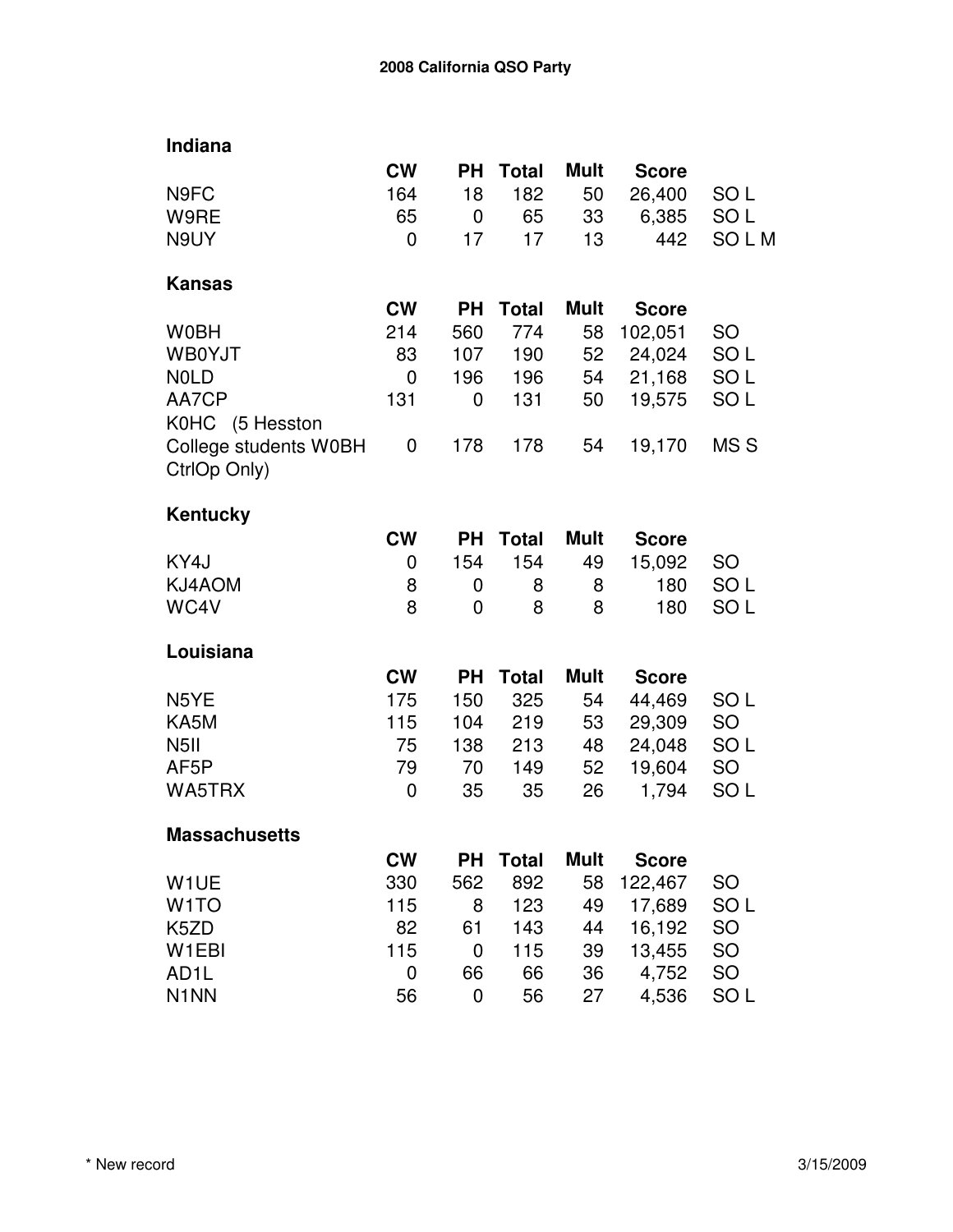# 2008 California QSO Party

## Indiana

| | CW | PH | Total | Mult | Score | |
|---|---|---|---|---|---|---|
| N9FC | 164 | 18 | 182 | 50 | 26,400 | SO L |
| W9RE | 65 | 0 | 65 | 33 | 6,385 | SO L |
| N9UY | 0 | 17 | 17 | 13 | 442 | SO L M |

## Kansas

| | CW | PH | Total | Mult | Score | |
|---|---|---|---|---|---|---|
| W0BH | 214 | 560 | 774 | 58 | 102,051 | SO |
| WB0YJT | 83 | 107 | 190 | 52 | 24,024 | SO L |
| N0LD | 0 | 196 | 196 | 54 | 21,168 | SO L |
| AA7CP | 131 | 0 | 131 | 50 | 19,575 | SO L |
| K0HC (5 Hesston College students W0BH CtrlOp Only) | 0 | 178 | 178 | 54 | 19,170 | MS S |

## Kentucky

| | CW | PH | Total | Mult | Score | |
|---|---|---|---|---|---|---|
| KY4J | 0 | 154 | 154 | 49 | 15,092 | SO |
| KJ4AOM | 8 | 0 | 8 | 8 | 180 | SO L |
| WC4V | 8 | 0 | 8 | 8 | 180 | SO L |

## Louisiana

| | CW | PH | Total | Mult | Score | |
|---|---|---|---|---|---|---|
| N5YE | 175 | 150 | 325 | 54 | 44,469 | SO L |
| KA5M | 115 | 104 | 219 | 53 | 29,309 | SO |
| N5II | 75 | 138 | 213 | 48 | 24,048 | SO L |
| AF5P | 79 | 70 | 149 | 52 | 19,604 | SO |
| WA5TRX | 0 | 35 | 35 | 26 | 1,794 | SO L |

## Massachusetts

| | CW | PH | Total | Mult | Score | |
|---|---|---|---|---|---|---|
| W1UE | 330 | 562 | 892 | 58 | 122,467 | SO |
| W1TO | 115 | 8 | 123 | 49 | 17,689 | SO L |
| K5ZD | 82 | 61 | 143 | 44 | 16,192 | SO |
| W1EBI | 115 | 0 | 115 | 39 | 13,455 | SO |
| AD1L | 0 | 66 | 66 | 36 | 4,752 | SO |
| N1NN | 56 | 0 | 56 | 27 | 4,536 | SO L |

* New record

3/15/2009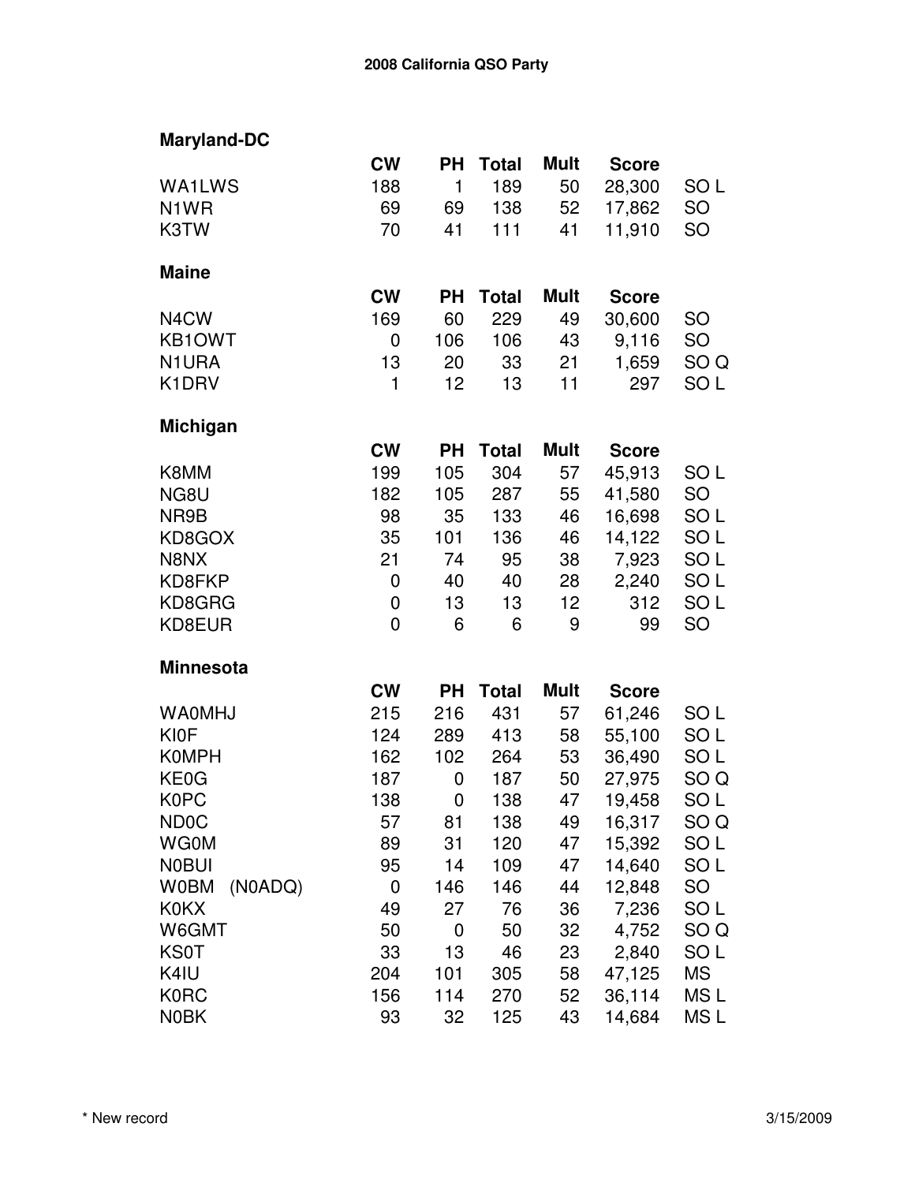**2008 California QSO Party**

## Maryland-DC

| | CW | PH | Total | Mult | Score | |
|---|---|---|---|---|---|---|
| WA1LWS | 188 | 1 | 189 | 50 | 28,300 | SO L |
| N1WR | 69 | 69 | 138 | 52 | 17,862 | SO |
| K3TW | 70 | 41 | 111 | 41 | 11,910 | SO |

## Maine

| | CW | PH | Total | Mult | Score | |
|---|---|---|---|---|---|---|
| N4CW | 169 | 60 | 229 | 49 | 30,600 | SO |
| KB1OWT | 0 | 106 | 106 | 43 | 9,116 | SO |
| N1URA | 13 | 20 | 33 | 21 | 1,659 | SO Q |
| K1DRV | 1 | 12 | 13 | 11 | 297 | SO L |

## Michigan

| | CW | PH | Total | Mult | Score | |
|---|---|---|---|---|---|---|
| K8MM | 199 | 105 | 304 | 57 | 45,913 | SO L |
| NG8U | 182 | 105 | 287 | 55 | 41,580 | SO |
| NR9B | 98 | 35 | 133 | 46 | 16,698 | SO L |
| KD8GOX | 35 | 101 | 136 | 46 | 14,122 | SO L |
| N8NX | 21 | 74 | 95 | 38 | 7,923 | SO L |
| KD8FKP | 0 | 40 | 40 | 28 | 2,240 | SO L |
| KD8GRG | 0 | 13 | 13 | 12 | 312 | SO L |
| KD8EUR | 0 | 6 | 6 | 9 | 99 | SO |

## Minnesota

| | CW | PH | Total | Mult | Score | |
|---|---|---|---|---|---|---|
| WA0MHJ | 215 | 216 | 431 | 57 | 61,246 | SO L |
| KI0F | 124 | 289 | 413 | 58 | 55,100 | SO L |
| K0MPH | 162 | 102 | 264 | 53 | 36,490 | SO L |
| KE0G | 187 | 0 | 187 | 50 | 27,975 | SO Q |
| K0PC | 138 | 0 | 138 | 47 | 19,458 | SO L |
| ND0C | 57 | 81 | 138 | 49 | 16,317 | SO Q |
| WG0M | 89 | 31 | 120 | 47 | 15,392 | SO L |
| N0BUI | 95 | 14 | 109 | 47 | 14,640 | SO L |
| W0BM (N0ADQ) | 0 | 146 | 146 | 44 | 12,848 | SO |
| K0KX | 49 | 27 | 76 | 36 | 7,236 | SO L |
| W6GMT | 50 | 0 | 50 | 32 | 4,752 | SO Q |
| KS0T | 33 | 13 | 46 | 23 | 2,840 | SO L |
| K4IU | 204 | 101 | 305 | 58 | 47,125 | MS |
| K0RC | 156 | 114 | 270 | 52 | 36,114 | MS L |
| N0BK | 93 | 32 | 125 | 43 | 14,684 | MS L |

* New record

3/15/2009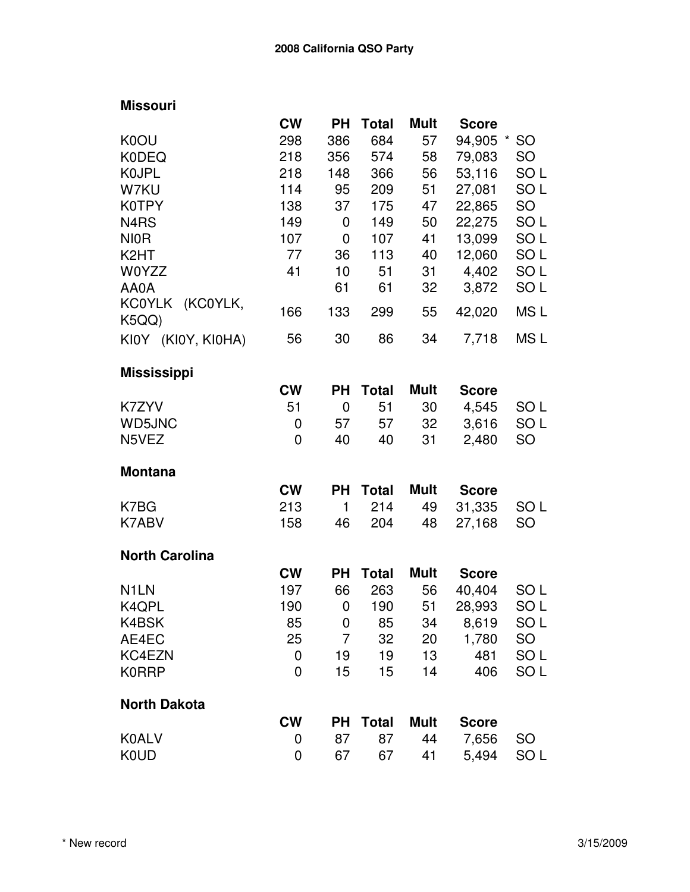**2008 California QSO Party**

## Missouri

| | CW | PH | Total | Mult | Score | |
|---|---|---|---|---|---|---|
| K0OU | 298 | 386 | 684 | 57 | 94,905 * | SO |
| K0DEQ | 218 | 356 | 574 | 58 | 79,083 | SO |
| K0JPL | 218 | 148 | 366 | 56 | 53,116 | SO L |
| W7KU | 114 | 95 | 209 | 51 | 27,081 | SO L |
| K0TPY | 138 | 37 | 175 | 47 | 22,865 | SO |
| N4RS | 149 | 0 | 149 | 50 | 22,275 | SO L |
| NI0R | 107 | 0 | 107 | 41 | 13,099 | SO L |
| K2HT | 77 | 36 | 113 | 40 | 12,060 | SO L |
| W0YZZ | 41 | 10 | 51 | 31 | 4,402 | SO L |
| AA0A | | 61 | 61 | 32 | 3,872 | SO L |
| KC0YLK (KC0YLK, K5QQ) | 166 | 133 | 299 | 55 | 42,020 | MS L |
| KI0Y (KI0Y, KI0HA) | 56 | 30 | 86 | 34 | 7,718 | MS L |

## Mississippi

| | CW | PH | Total | Mult | Score | |
|---|---|---|---|---|---|---|
| K7ZYV | 51 | 0 | 51 | 30 | 4,545 | SO L |
| WD5JNC | 0 | 57 | 57 | 32 | 3,616 | SO L |
| N5VEZ | 0 | 40 | 40 | 31 | 2,480 | SO |

## Montana

| | CW | PH | Total | Mult | Score | |
|---|---|---|---|---|---|---|
| K7BG | 213 | 1 | 214 | 49 | 31,335 | SO L |
| K7ABV | 158 | 46 | 204 | 48 | 27,168 | SO |

## North Carolina

| | CW | PH | Total | Mult | Score | |
|---|---|---|---|---|---|---|
| N1LN | 197 | 66 | 263 | 56 | 40,404 | SO L |
| K4QPL | 190 | 0 | 190 | 51 | 28,993 | SO L |
| K4BSK | 85 | 0 | 85 | 34 | 8,619 | SO L |
| AE4EC | 25 | 7 | 32 | 20 | 1,780 | SO |
| KC4EZN | 0 | 19 | 19 | 13 | 481 | SO L |
| K0RRP | 0 | 15 | 15 | 14 | 406 | SO L |

## North Dakota

| | CW | PH | Total | Mult | Score | |
|---|---|---|---|---|---|---|
| K0ALV | 0 | 87 | 87 | 44 | 7,656 | SO |
| K0UD | 0 | 67 | 67 | 41 | 5,494 | SO L |

* New record

3/15/2009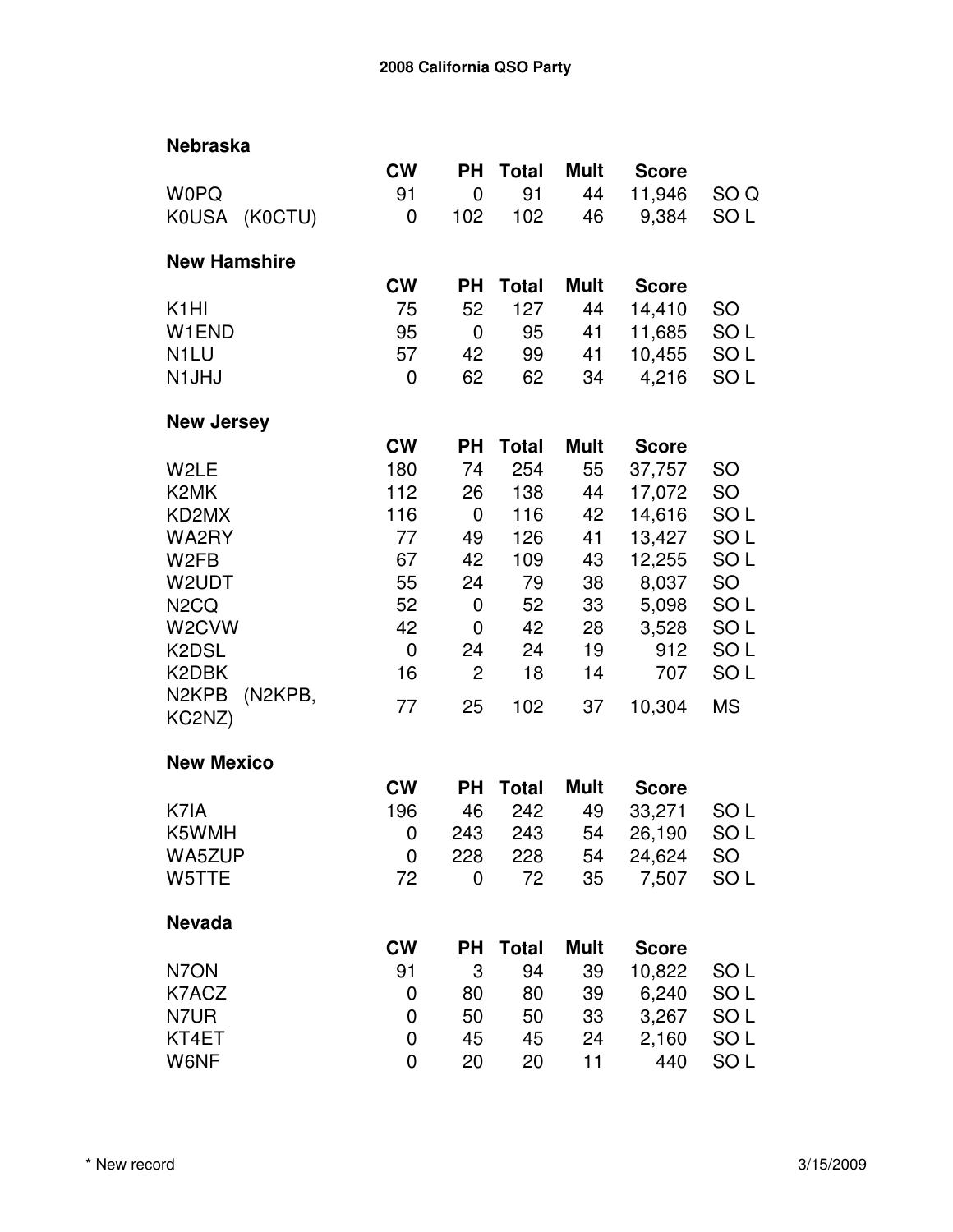## 2008 California QSO Party

### Nebraska

| | CW | PH | Total | Mult | Score | |
|---|---|---|---|---|---|---|
| W0PQ | 91 | 0 | 91 | 44 | 11,946 | SO Q |
| K0USA (K0CTU) | 0 | 102 | 102 | 46 | 9,384 | SO L |

### New Hamshire

| | CW | PH | Total | Mult | Score | |
|---|---|---|---|---|---|---|
| K1HI | 75 | 52 | 127 | 44 | 14,410 | SO |
| W1END | 95 | 0 | 95 | 41 | 11,685 | SO L |
| N1LU | 57 | 42 | 99 | 41 | 10,455 | SO L |
| N1JHJ | 0 | 62 | 62 | 34 | 4,216 | SO L |

### New Jersey

| | CW | PH | Total | Mult | Score | |
|---|---|---|---|---|---|---|
| W2LE | 180 | 74 | 254 | 55 | 37,757 | SO |
| K2MK | 112 | 26 | 138 | 44 | 17,072 | SO |
| KD2MX | 116 | 0 | 116 | 42 | 14,616 | SO L |
| WA2RY | 77 | 49 | 126 | 41 | 13,427 | SO L |
| W2FB | 67 | 42 | 109 | 43 | 12,255 | SO L |
| W2UDT | 55 | 24 | 79 | 38 | 8,037 | SO |
| N2CQ | 52 | 0 | 52 | 33 | 5,098 | SO L |
| W2CVW | 42 | 0 | 42 | 28 | 3,528 | SO L |
| K2DSL | 0 | 24 | 24 | 19 | 912 | SO L |
| K2DBK | 16 | 2 | 18 | 14 | 707 | SO L |
| N2KPB (N2KPB, KC2NZ) | 77 | 25 | 102 | 37 | 10,304 | MS |

### New Mexico

| | CW | PH | Total | Mult | Score | |
|---|---|---|---|---|---|---|
| K7IA | 196 | 46 | 242 | 49 | 33,271 | SO L |
| K5WMH | 0 | 243 | 243 | 54 | 26,190 | SO L |
| WA5ZUP | 0 | 228 | 228 | 54 | 24,624 | SO |
| W5TTE | 72 | 0 | 72 | 35 | 7,507 | SO L |

### Nevada

| | CW | PH | Total | Mult | Score | |
|---|---|---|---|---|---|---|
| N7ON | 91 | 3 | 94 | 39 | 10,822 | SO L |
| K7ACZ | 0 | 80 | 80 | 39 | 6,240 | SO L |
| N7UR | 0 | 50 | 50 | 33 | 3,267 | SO L |
| KT4ET | 0 | 45 | 45 | 24 | 2,160 | SO L |
| W6NF | 0 | 20 | 20 | 11 | 440 | SO L |

* New record

3/15/2009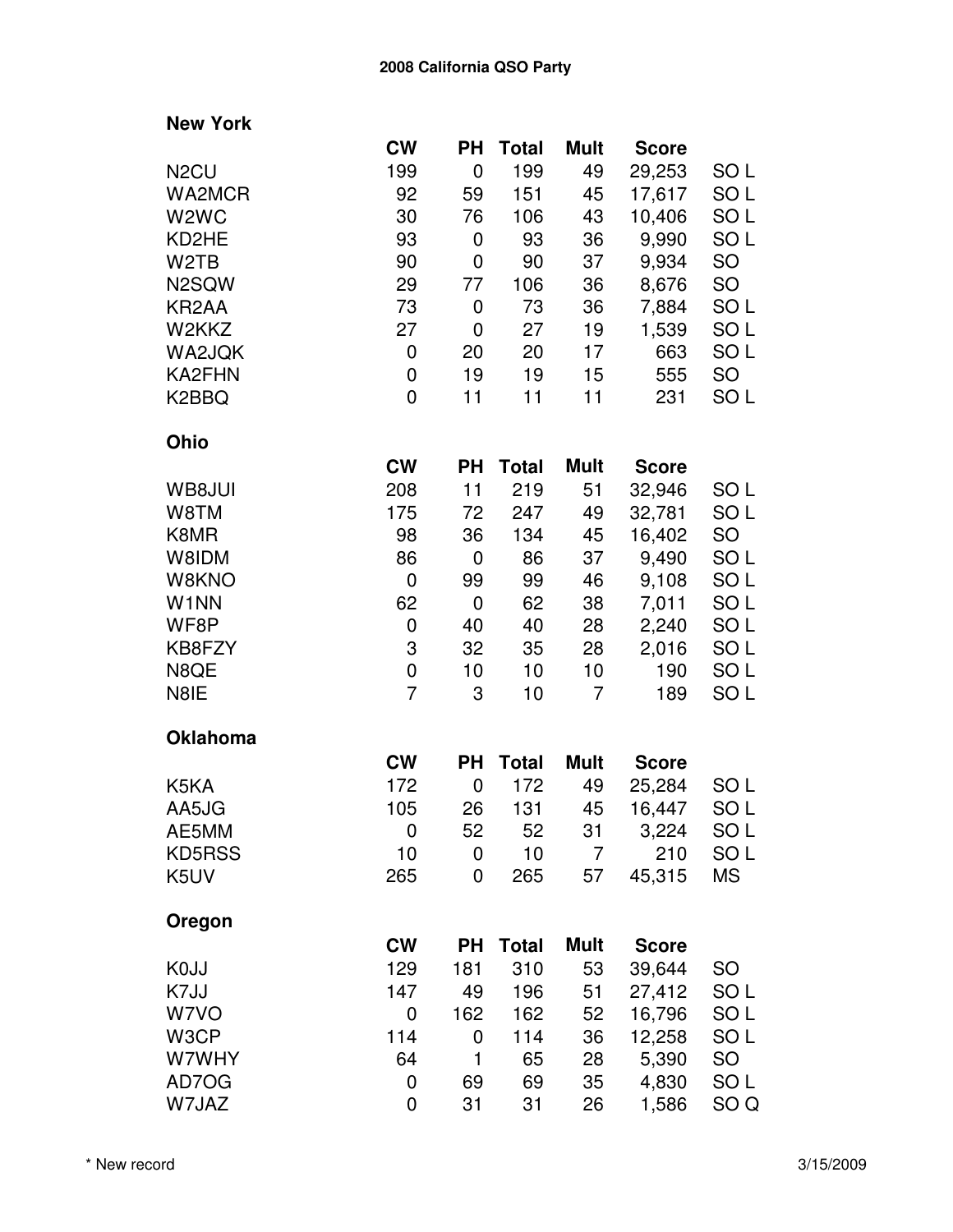**2008 California QSO Party**

## New York

| | CW | PH | Total | Mult | Score | |
|---|---|---|---|---|---|---|
| N2CU | 199 | 0 | 199 | 49 | 29,253 | SO L |
| WA2MCR | 92 | 59 | 151 | 45 | 17,617 | SO L |
| W2WC | 30 | 76 | 106 | 43 | 10,406 | SO L |
| KD2HE | 93 | 0 | 93 | 36 | 9,990 | SO L |
| W2TB | 90 | 0 | 90 | 37 | 9,934 | SO |
| N2SQW | 29 | 77 | 106 | 36 | 8,676 | SO |
| KR2AA | 73 | 0 | 73 | 36 | 7,884 | SO L |
| W2KKZ | 27 | 0 | 27 | 19 | 1,539 | SO L |
| WA2JQK | 0 | 20 | 20 | 17 | 663 | SO L |
| KA2FHN | 0 | 19 | 19 | 15 | 555 | SO |
| K2BBQ | 0 | 11 | 11 | 11 | 231 | SO L |

## Ohio

| | CW | PH | Total | Mult | Score | |
|---|---|---|---|---|---|---|
| WB8JUI | 208 | 11 | 219 | 51 | 32,946 | SO L |
| W8TM | 175 | 72 | 247 | 49 | 32,781 | SO L |
| K8MR | 98 | 36 | 134 | 45 | 16,402 | SO |
| W8IDM | 86 | 0 | 86 | 37 | 9,490 | SO L |
| W8KNO | 0 | 99 | 99 | 46 | 9,108 | SO L |
| W1NN | 62 | 0 | 62 | 38 | 7,011 | SO L |
| WF8P | 0 | 40 | 40 | 28 | 2,240 | SO L |
| KB8FZY | 3 | 32 | 35 | 28 | 2,016 | SO L |
| N8QE | 0 | 10 | 10 | 10 | 190 | SO L |
| N8IE | 7 | 3 | 10 | 7 | 189 | SO L |

## Oklahoma

| | CW | PH | Total | Mult | Score | |
|---|---|---|---|---|---|---|
| K5KA | 172 | 0 | 172 | 49 | 25,284 | SO L |
| AA5JG | 105 | 26 | 131 | 45 | 16,447 | SO L |
| AE5MM | 0 | 52 | 52 | 31 | 3,224 | SO L |
| KD5RSS | 10 | 0 | 10 | 7 | 210 | SO L |
| K5UV | 265 | 0 | 265 | 57 | 45,315 | MS |

## Oregon

| | CW | PH | Total | Mult | Score | |
|---|---|---|---|---|---|---|
| K0JJ | 129 | 181 | 310 | 53 | 39,644 | SO |
| K7JJ | 147 | 49 | 196 | 51 | 27,412 | SO L |
| W7VO | 0 | 162 | 162 | 52 | 16,796 | SO L |
| W3CP | 114 | 0 | 114 | 36 | 12,258 | SO L |
| W7WHY | 64 | 1 | 65 | 28 | 5,390 | SO |
| AD7OG | 0 | 69 | 69 | 35 | 4,830 | SO L |
| W7JAZ | 0 | 31 | 31 | 26 | 1,586 | SO Q |

* New record

3/15/2009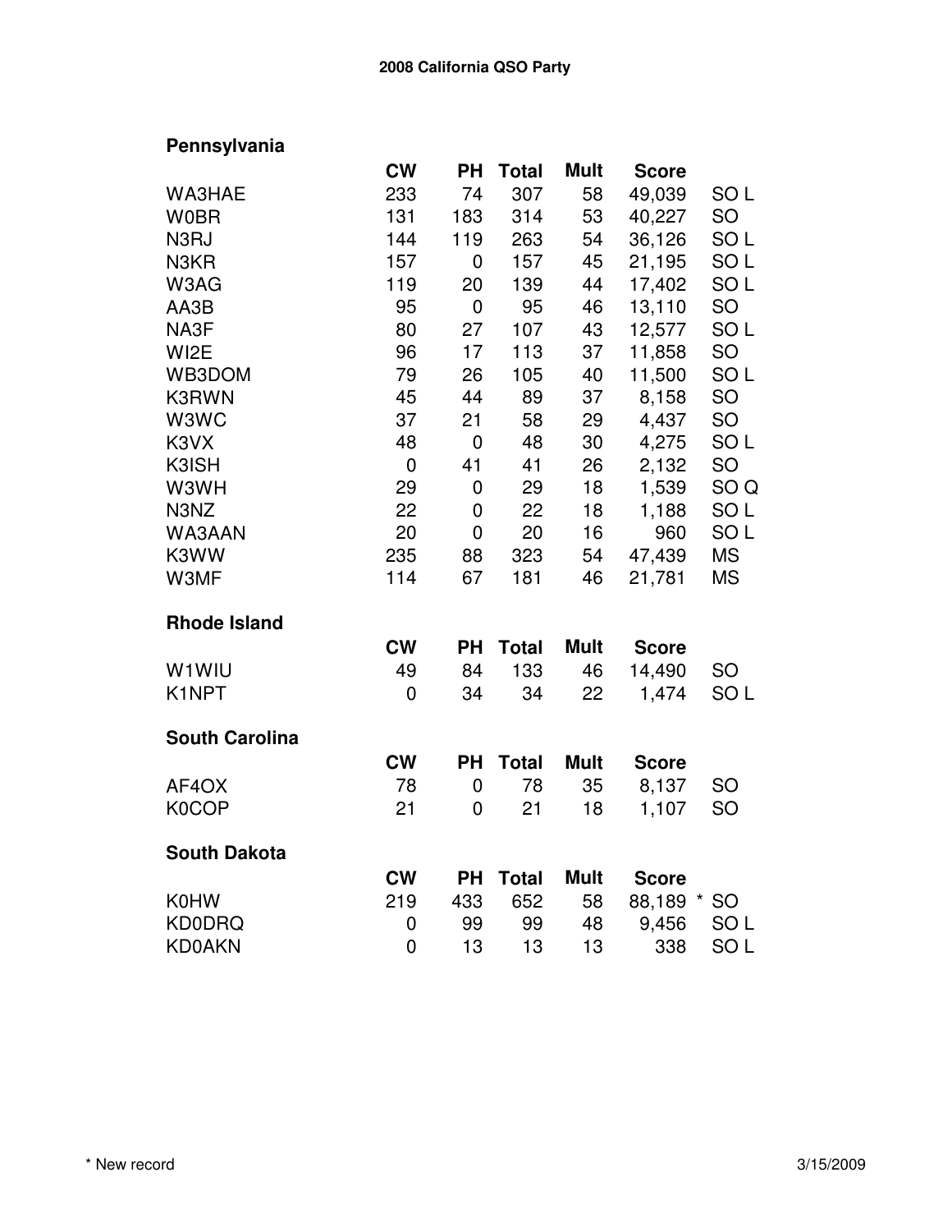**2008 California QSO Party**

## Pennsylvania

| | CW | PH | Total | Mult | Score | |
|---|---|---|---|---|---|---|
| WA3HAE | 233 | 74 | 307 | 58 | 49,039 | SO L |
| W0BR | 131 | 183 | 314 | 53 | 40,227 | SO |
| N3RJ | 144 | 119 | 263 | 54 | 36,126 | SO L |
| N3KR | 157 | 0 | 157 | 45 | 21,195 | SO L |
| W3AG | 119 | 20 | 139 | 44 | 17,402 | SO L |
| AA3B | 95 | 0 | 95 | 46 | 13,110 | SO |
| NA3F | 80 | 27 | 107 | 43 | 12,577 | SO L |
| WI2E | 96 | 17 | 113 | 37 | 11,858 | SO |
| WB3DOM | 79 | 26 | 105 | 40 | 11,500 | SO L |
| K3RWN | 45 | 44 | 89 | 37 | 8,158 | SO |
| W3WC | 37 | 21 | 58 | 29 | 4,437 | SO |
| K3VX | 48 | 0 | 48 | 30 | 4,275 | SO L |
| K3ISH | 0 | 41 | 41 | 26 | 2,132 | SO |
| W3WH | 29 | 0 | 29 | 18 | 1,539 | SO Q |
| N3NZ | 22 | 0 | 22 | 18 | 1,188 | SO L |
| WA3AAN | 20 | 0 | 20 | 16 | 960 | SO L |
| K3WW | 235 | 88 | 323 | 54 | 47,439 | MS |
| W3MF | 114 | 67 | 181 | 46 | 21,781 | MS |

## Rhode Island

| | CW | PH | Total | Mult | Score | |
|---|---|---|---|---|---|---|
| W1WIU | 49 | 84 | 133 | 46 | 14,490 | SO |
| K1NPT | 0 | 34 | 34 | 22 | 1,474 | SO L |

## South Carolina

| | CW | PH | Total | Mult | Score | |
|---|---|---|---|---|---|---|
| AF4OX | 78 | 0 | 78 | 35 | 8,137 | SO |
| K0COP | 21 | 0 | 21 | 18 | 1,107 | SO |

## South Dakota

| | CW | PH | Total | Mult | Score | |
|---|---|---|---|---|---|---|
| K0HW | 219 | 433 | 652 | 58 | 88,189 * | SO |
| KD0DRQ | 0 | 99 | 99 | 48 | 9,456 | SO L |
| KD0AKN | 0 | 13 | 13 | 13 | 338 | SO L |

\* New record

3/15/2009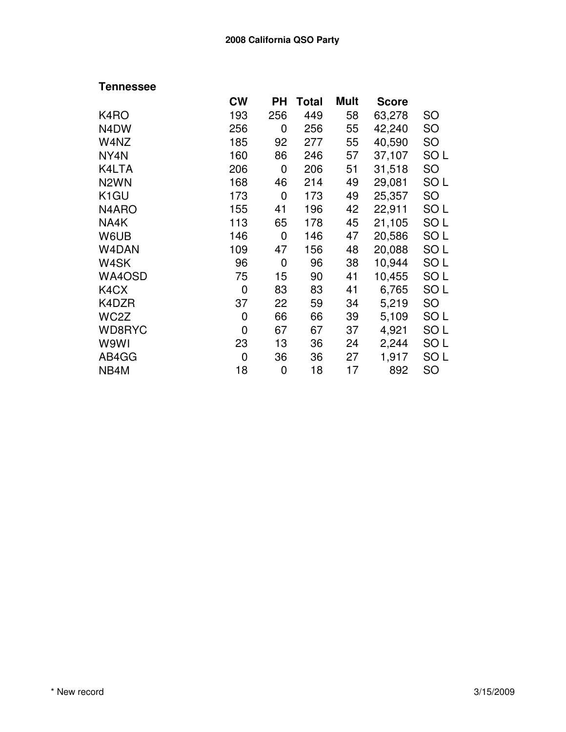# 2008 California QSO Party

## Tennessee

| | CW | PH | Total | Mult | Score | |
|---|---|---|---|---|---|---|
| K4RO | 193 | 256 | 449 | 58 | 63,278 | SO |
| N4DW | 256 | 0 | 256 | 55 | 42,240 | SO |
| W4NZ | 185 | 92 | 277 | 55 | 40,590 | SO |
| NY4N | 160 | 86 | 246 | 57 | 37,107 | SO L |
| K4LTA | 206 | 0 | 206 | 51 | 31,518 | SO |
| N2WN | 168 | 46 | 214 | 49 | 29,081 | SO L |
| K1GU | 173 | 0 | 173 | 49 | 25,357 | SO |
| N4ARO | 155 | 41 | 196 | 42 | 22,911 | SO L |
| NA4K | 113 | 65 | 178 | 45 | 21,105 | SO L |
| W6UB | 146 | 0 | 146 | 47 | 20,586 | SO L |
| W4DAN | 109 | 47 | 156 | 48 | 20,088 | SO L |
| W4SK | 96 | 0 | 96 | 38 | 10,944 | SO L |
| WA4OSD | 75 | 15 | 90 | 41 | 10,455 | SO L |
| K4CX | 0 | 83 | 83 | 41 | 6,765 | SO L |
| K4DZR | 37 | 22 | 59 | 34 | 5,219 | SO |
| WC2Z | 0 | 66 | 66 | 39 | 5,109 | SO L |
| WD8RYC | 0 | 67 | 67 | 37 | 4,921 | SO L |
| W9WI | 23 | 13 | 36 | 24 | 2,244 | SO L |
| AB4GG | 0 | 36 | 36 | 27 | 1,917 | SO L |
| NB4M | 18 | 0 | 18 | 17 | 892 | SO |

* New record

3/15/2009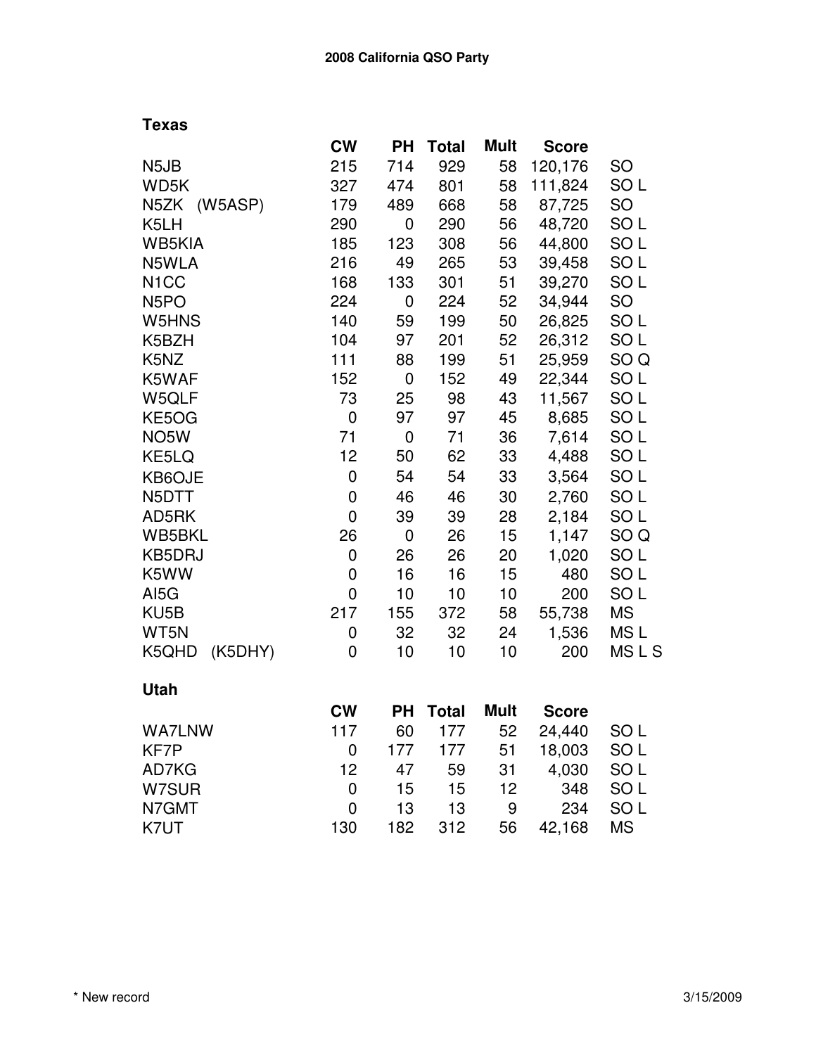# 2008 California QSO Party

## Texas

| | CW | PH | Total | Mult | Score | |
|---|---|---|---|---|---|---|
| N5JB | 215 | 714 | 929 | 58 | 120,176 | SO |
| WD5K | 327 | 474 | 801 | 58 | 111,824 | SO L |
| N5ZK (W5ASP) | 179 | 489 | 668 | 58 | 87,725 | SO |
| K5LH | 290 | 0 | 290 | 56 | 48,720 | SO L |
| WB5KIA | 185 | 123 | 308 | 56 | 44,800 | SO L |
| N5WLA | 216 | 49 | 265 | 53 | 39,458 | SO L |
| N1CC | 168 | 133 | 301 | 51 | 39,270 | SO L |
| N5PO | 224 | 0 | 224 | 52 | 34,944 | SO |
| W5HNS | 140 | 59 | 199 | 50 | 26,825 | SO L |
| K5BZH | 104 | 97 | 201 | 52 | 26,312 | SO L |
| K5NZ | 111 | 88 | 199 | 51 | 25,959 | SO Q |
| K5WAF | 152 | 0 | 152 | 49 | 22,344 | SO L |
| W5QLF | 73 | 25 | 98 | 43 | 11,567 | SO L |
| KE5OG | 0 | 97 | 97 | 45 | 8,685 | SO L |
| NO5W | 71 | 0 | 71 | 36 | 7,614 | SO L |
| KE5LQ | 12 | 50 | 62 | 33 | 4,488 | SO L |
| KB6OJE | 0 | 54 | 54 | 33 | 3,564 | SO L |
| N5DTT | 0 | 46 | 46 | 30 | 2,760 | SO L |
| AD5RK | 0 | 39 | 39 | 28 | 2,184 | SO L |
| WB5BKL | 26 | 0 | 26 | 15 | 1,147 | SO Q |
| KB5DRJ | 0 | 26 | 26 | 20 | 1,020 | SO L |
| K5WW | 0 | 16 | 16 | 15 | 480 | SO L |
| AI5G | 0 | 10 | 10 | 10 | 200 | SO L |
| KU5B | 217 | 155 | 372 | 58 | 55,738 | MS |
| WT5N | 0 | 32 | 32 | 24 | 1,536 | MS L |
| K5QHD (K5DHY) | 0 | 10 | 10 | 10 | 200 | MS L S |

## Utah

| | CW | PH | Total | Mult | Score | |
|---|---|---|---|---|---|---|
| WA7LNW | 117 | 60 | 177 | 52 | 24,440 | SO L |
| KF7P | 0 | 177 | 177 | 51 | 18,003 | SO L |
| AD7KG | 12 | 47 | 59 | 31 | 4,030 | SO L |
| W7SUR | 0 | 15 | 15 | 12 | 348 | SO L |
| N7GMT | 0 | 13 | 13 | 9 | 234 | SO L |
| K7UT | 130 | 182 | 312 | 56 | 42,168 | MS |

* New record

3/15/2009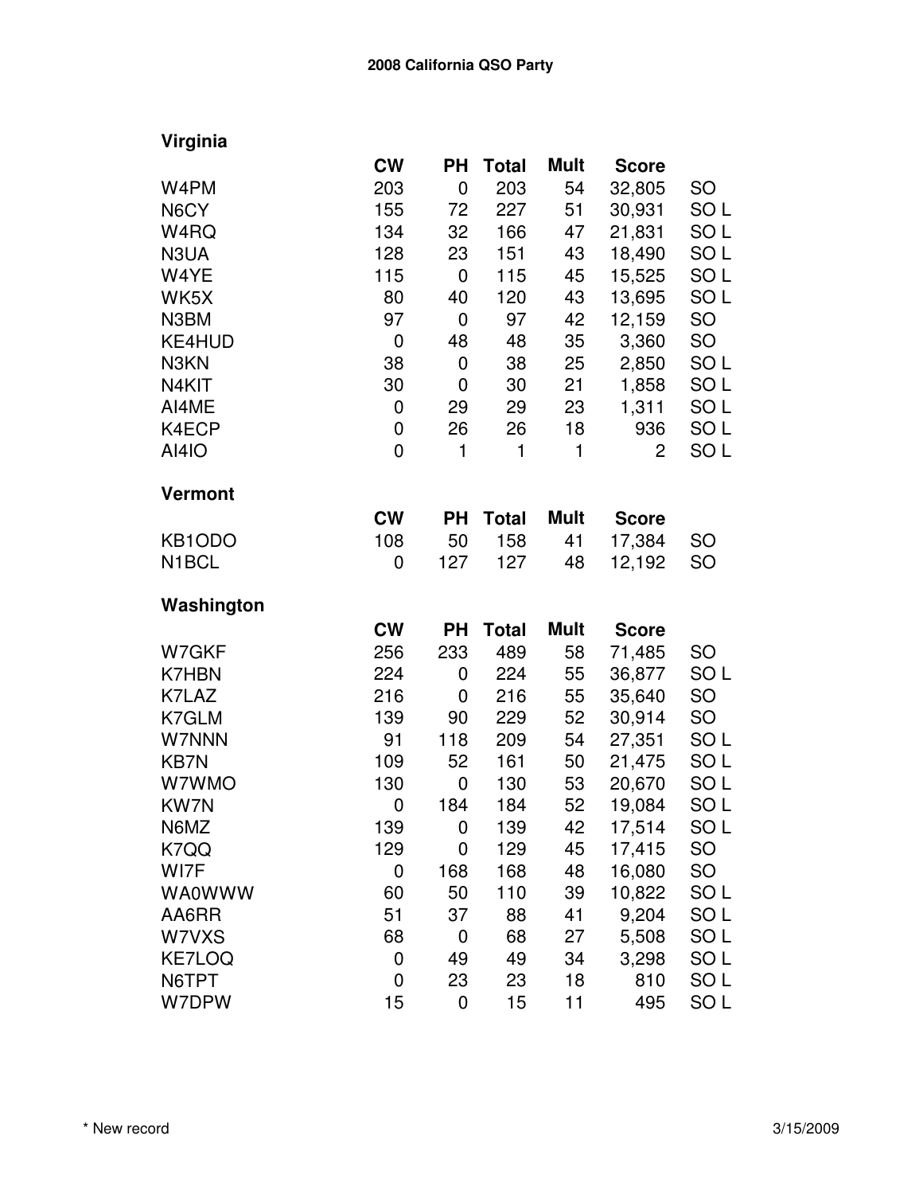## 2008 California QSO Party

### Virginia

| | CW | PH | Total | Mult | Score | |
|---|---|---|---|---|---|---|
| W4PM | 203 | 0 | 203 | 54 | 32,805 | SO |
| N6CY | 155 | 72 | 227 | 51 | 30,931 | SO L |
| W4RQ | 134 | 32 | 166 | 47 | 21,831 | SO L |
| N3UA | 128 | 23 | 151 | 43 | 18,490 | SO L |
| W4YE | 115 | 0 | 115 | 45 | 15,525 | SO L |
| WK5X | 80 | 40 | 120 | 43 | 13,695 | SO L |
| N3BM | 97 | 0 | 97 | 42 | 12,159 | SO |
| KE4HUD | 0 | 48 | 48 | 35 | 3,360 | SO |
| N3KN | 38 | 0 | 38 | 25 | 2,850 | SO L |
| N4KIT | 30 | 0 | 30 | 21 | 1,858 | SO L |
| AI4ME | 0 | 29 | 29 | 23 | 1,311 | SO L |
| K4ECP | 0 | 26 | 26 | 18 | 936 | SO L |
| AI4IO | 0 | 1 | 1 | 1 | 2 | SO L |

### Vermont

| | CW | PH | Total | Mult | Score | |
|---|---|---|---|---|---|---|
| KB1ODO | 108 | 50 | 158 | 41 | 17,384 | SO |
| N1BCL | 0 | 127 | 127 | 48 | 12,192 | SO |

### Washington

| | CW | PH | Total | Mult | Score | |
|---|---|---|---|---|---|---|
| W7GKF | 256 | 233 | 489 | 58 | 71,485 | SO |
| K7HBN | 224 | 0 | 224 | 55 | 36,877 | SO L |
| K7LAZ | 216 | 0 | 216 | 55 | 35,640 | SO |
| K7GLM | 139 | 90 | 229 | 52 | 30,914 | SO |
| W7NNN | 91 | 118 | 209 | 54 | 27,351 | SO L |
| KB7N | 109 | 52 | 161 | 50 | 21,475 | SO L |
| W7WMO | 130 | 0 | 130 | 53 | 20,670 | SO L |
| KW7N | 0 | 184 | 184 | 52 | 19,084 | SO L |
| N6MZ | 139 | 0 | 139 | 42 | 17,514 | SO L |
| K7QQ | 129 | 0 | 129 | 45 | 17,415 | SO |
| WI7F | 0 | 168 | 168 | 48 | 16,080 | SO |
| WA0WWW | 60 | 50 | 110 | 39 | 10,822 | SO L |
| AA6RR | 51 | 37 | 88 | 41 | 9,204 | SO L |
| W7VXS | 68 | 0 | 68 | 27 | 5,508 | SO L |
| KE7LOQ | 0 | 49 | 49 | 34 | 3,298 | SO L |
| N6TPT | 0 | 23 | 23 | 18 | 810 | SO L |
| W7DPW | 15 | 0 | 15 | 11 | 495 | SO L |

* New record

3/15/2009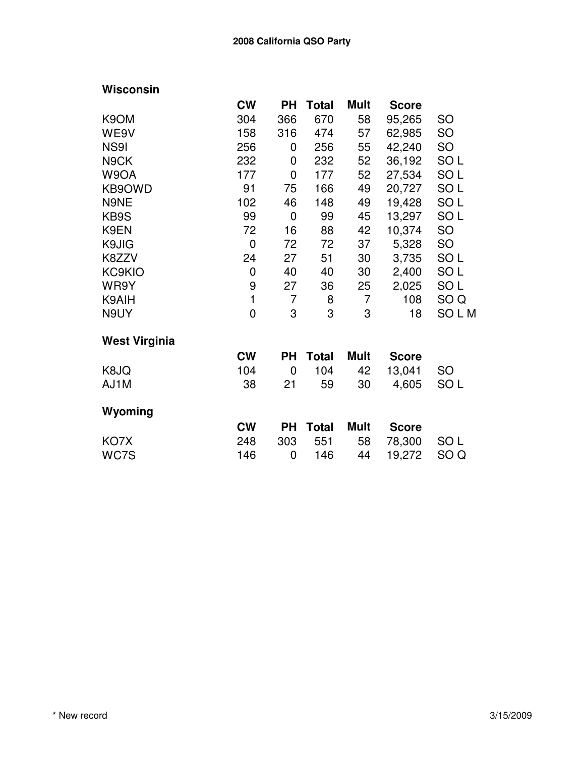## Wisconsin

| | CW | PH | Total | Mult | Score | |
|---|---|---|---|---|---|---|
| K9OM | 304 | 366 | 670 | 58 | 95,265 | SO |
| WE9V | 158 | 316 | 474 | 57 | 62,985 | SO |
| NS9I | 256 | 0 | 256 | 55 | 42,240 | SO |
| N9CK | 232 | 0 | 232 | 52 | 36,192 | SO L |
| W9OA | 177 | 0 | 177 | 52 | 27,534 | SO L |
| KB9OWD | 91 | 75 | 166 | 49 | 20,727 | SO L |
| N9NE | 102 | 46 | 148 | 49 | 19,428 | SO L |
| KB9S | 99 | 0 | 99 | 45 | 13,297 | SO L |
| K9EN | 72 | 16 | 88 | 42 | 10,374 | SO |
| K9JIG | 0 | 72 | 72 | 37 | 5,328 | SO |
| K8ZZV | 24 | 27 | 51 | 30 | 3,735 | SO L |
| KC9KIO | 0 | 40 | 40 | 30 | 2,400 | SO L |
| WR9Y | 9 | 27 | 36 | 25 | 2,025 | SO L |
| K9AIH | 1 | 7 | 8 | 7 | 108 | SO Q |
| N9UY | 0 | 3 | 3 | 3 | 18 | SO L M |

## West Virginia

| | CW | PH | Total | Mult | Score | |
|---|---|---|---|---|---|---|
| K8JQ | 104 | 0 | 104 | 42 | 13,041 | SO |
| AJ1M | 38 | 21 | 59 | 30 | 4,605 | SO L |

## Wyoming

| | CW | PH | Total | Mult | Score | |
|---|---|---|---|---|---|---|
| KO7X | 248 | 303 | 551 | 58 | 78,300 | SO L |
| WC7S | 146 | 0 | 146 | 44 | 19,272 | SO Q |

* New record